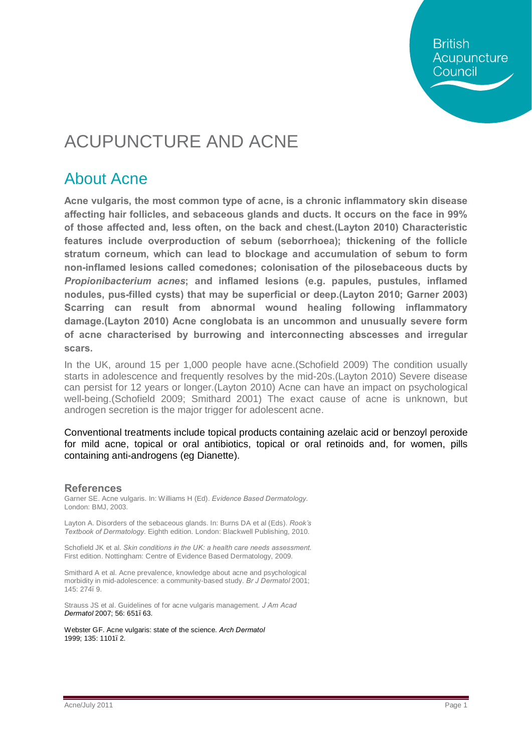# ACUPUNCTURE AND ACNE

## About Acne

**Acne vulgaris, the most common type of acne, is a chronic inflammatory skin disease affecting hair follicles, and sebaceous glands and ducts. It occurs on the face in 99% of those affected and, less often, on the back and chest.(Layton 2010) Characteristic features include overproduction of sebum (seborrhoea); thickening of the follicle stratum corneum, which can lead to blockage and accumulation of sebum to form non-inflamed lesions called comedones; colonisation of the pilosebaceous ducts by *Propionibacterium acnes*; and inflamed lesions (e.g. papules, pustules, inflamed nodules, pus-filled cysts) that may be superficial or deep.(Layton 2010; Garner 2003) Scarring can result from abnormal wound healing following inflammatory damage.(Layton 2010) Acne conglobata is an uncommon and unusually severe form of acne characterised by burrowing and interconnecting abscesses and irregular scars.**

In the UK, around 15 per 1,000 people have acne.(Schofield 2009) The condition usually starts in adolescence and frequently resolves by the mid-20s.(Layton 2010) Severe disease can persist for 12 years or longer.(Layton 2010) Acne can have an impact on psychological well-being.(Schofield 2009; Smithard 2001) The exact cause of acne is unknown, but androgen secretion is the major trigger for adolescent acne.

Conventional treatments include topical products containing azelaic acid or benzoyl peroxide for mild acne, topical or oral antibiotics, topical or oral retinoids and, for women, pills containing anti-androgens (eg Dianette).

### References

Garner SE. Acne vulgaris. In: Williams H (Ed). *Evidence Based Dermatology*. London: BMJ, 2003.

Layton A. Disorders of the sebaceous glands. In: Burns DA et al (Eds). *Rook's Textbook of Dermatology*. Eighth edition. London: Blackwell Publishing, 2010.

Schofield JK et al. *Skin conditions in the UK: a health care needs assessment*. First edition. Nottingham: Centre of Evidence Based Dermatology, 2009.

Smithard A et al. Acne prevalence, knowledge about acne and psychological morbidity in mid-adolescence: a community-based study. *Br J Dermatol* 2001; 145: 274–9.

Strauss JS et al. Guidelines of for acne vulgaris management. *J Am Acad Dermatol* 2007; 56: 651–63.

Webster GF. Acne vulgaris: state of the science. *Arch Dermatol* 1999; 135: 1101–2.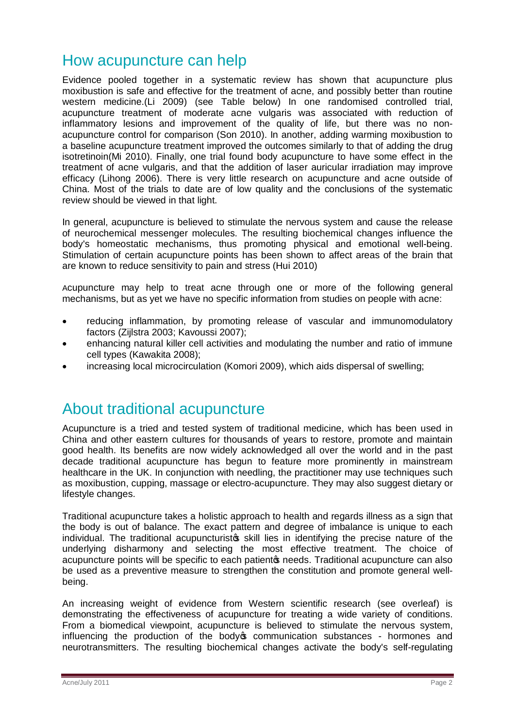## How acupuncture can help

Evidence pooled together in a systematic review has shown that acupuncture plus moxibustion is safe and effective for the treatment of acne, and possibly better than routine western medicine.(Li 2009) (see Table below) In one randomised controlled trial, acupuncture treatment of moderate acne vulgaris was associated with reduction of inflammatory lesions and improvement of the quality of life, but there was no non-acupuncture control for comparison (Son 2010). In another, adding warming moxibustion to a baseline acupuncture treatment improved the outcomes similarly to that of adding the drug isotretinoin(Mi 2010). Finally, one trial found body acupuncture to have some effect in the treatment of acne vulgaris, and that the addition of laser auricular irradiation may improve efficacy (Lihong 2006). There is very little research on acupuncture and acne outside of China. Most of the trials to date are of low quality and the conclusions of the systematic review should be viewed in that light.

In general, acupuncture is believed to stimulate the nervous system and cause the release of neurochemical messenger molecules. The resulting biochemical changes influence the body's homeostatic mechanisms, thus promoting physical and emotional well-being. Stimulation of certain acupuncture points has been shown to affect areas of the brain that are known to reduce sensitivity to pain and stress (Hui 2010)

Acupuncture may help to treat acne through one or more of the following general mechanisms, but as yet we have no specific information from studies on people with acne:

- reducing inflammation, by promoting release of vascular and immunomodulatory factors (Zijlstra 2003; Kavoussi 2007);
- enhancing natural killer cell activities and modulating the number and ratio of immune cell types (Kawakita 2008);
- increasing local microcirculation (Komori 2009), which aids dispersal of swelling;

## About traditional acupuncture

Acupuncture is a tried and tested system of traditional medicine, which has been used in China and other eastern cultures for thousands of years to restore, promote and maintain good health. Its benefits are now widely acknowledged all over the world and in the past decade traditional acupuncture has begun to feature more prominently in mainstream healthcare in the UK. In conjunction with needling, the practitioner may use techniques such as moxibustion, cupping, massage or electro-acupuncture. They may also suggest dietary or lifestyle changes.

Traditional acupuncture takes a holistic approach to health and regards illness as a sign that the body is out of balance. The exact pattern and degree of imbalance is unique to each individual. The traditional acupuncturist's skill lies in identifying the precise nature of the underlying disharmony and selecting the most effective treatment. The choice of acupuncture points will be specific to each patient's needs. Traditional acupuncture can also be used as a preventive measure to strengthen the constitution and promote general well-being.

An increasing weight of evidence from Western scientific research (see overleaf) is demonstrating the effectiveness of acupuncture for treating a wide variety of conditions. From a biomedical viewpoint, acupuncture is believed to stimulate the nervous system, influencing the production of the body's communication substances - hormones and neurotransmitters. The resulting biochemical changes activate the body's self-regulating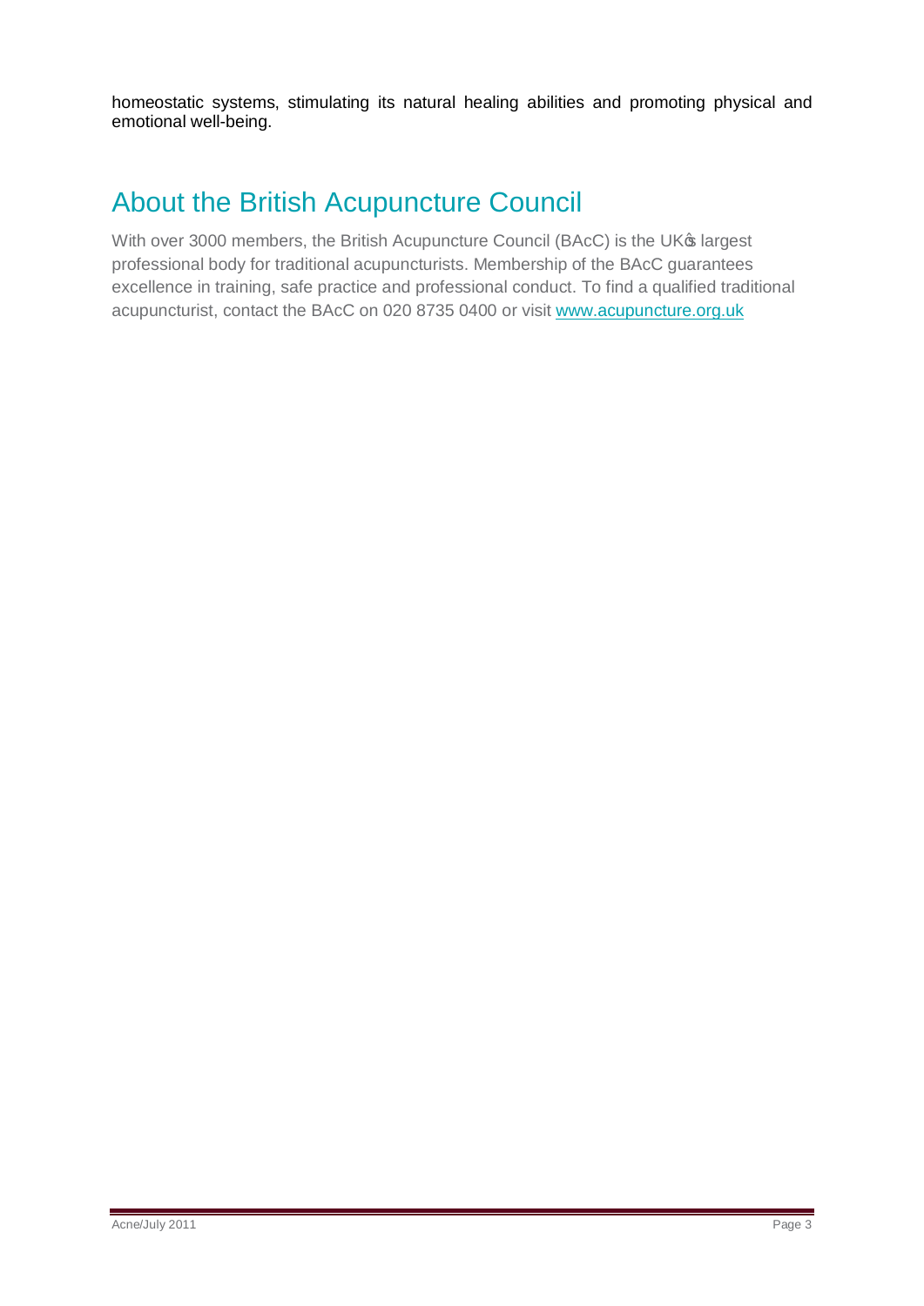homeostatic systems, stimulating its natural healing abilities and promoting physical and emotional well-being.

## About the British Acupuncture Council

With over 3000 members, the British Acupuncture Council (BAcC) is the UK's largest professional body for traditional acupuncturists. Membership of the BAcC guarantees excellence in training, safe practice and professional conduct. To find a qualified traditional acupuncturist, contact the BAcC on 020 8735 0400 or visit www.acupuncture.org.uk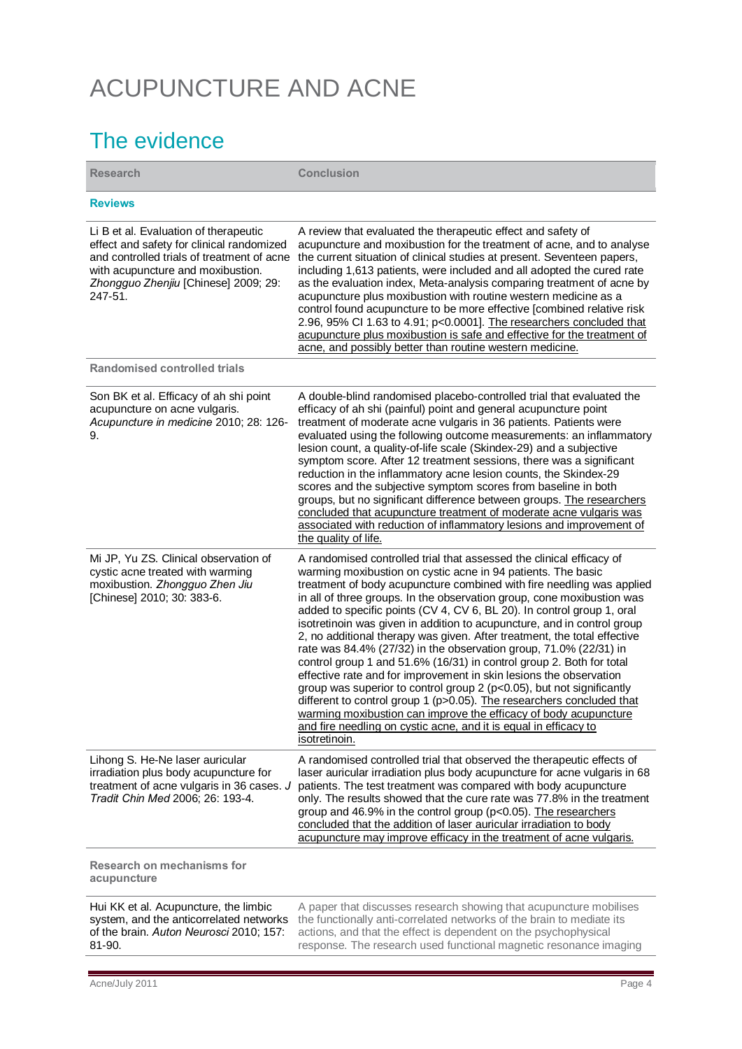# ACUPUNCTURE AND ACNE

## The evidence

| Research | Conclusion |
|---|---|
| **Reviews** | |
| Li B et al. Evaluation of therapeutic effect and safety for clinical randomized and controlled trials of treatment of acne with acupuncture and moxibustion. *Zhongguo Zhenjiu* [Chinese] 2009; 29: 247-51. | A review that evaluated the therapeutic effect and safety of acupuncture and moxibustion for the treatment of acne, and to analyse the current situation of clinical studies at present. Seventeen papers, including 1,613 patients, were included and all adopted the cured rate as the evaluation index, Meta-analysis comparing treatment of acne by acupuncture plus moxibustion with routine western medicine as a control found acupuncture to be more effective [combined relative risk 2.96, 95% CI 1.63 to 4.91; $p<0.0001$]. The researchers concluded that acupuncture plus moxibustion is safe and effective for the treatment of acne, and possibly better than routine western medicine. |
| **Randomised controlled trials** | |
| Son BK et al. Efficacy of ah shi point acupuncture on acne vulgaris. *Acupuncture in medicine* 2010; 28: 126-9. | A double-blind randomised placebo-controlled trial that evaluated the efficacy of ah shi (painful) point and general acupuncture point treatment of moderate acne vulgaris in 36 patients. Patients were evaluated using the following outcome measurements: an inflammatory lesion count, a quality-of-life scale (Skindex-29) and a subjective symptom score. After 12 treatment sessions, there was a significant reduction in the inflammatory acne lesion counts, the Skindex-29 scores and the subjective symptom scores from baseline in both groups, but no significant difference between groups. The researchers concluded that acupuncture treatment of moderate acne vulgaris was associated with reduction of inflammatory lesions and improvement of the quality of life. |
| Mi JP, Yu ZS. Clinical observation of cystic acne treated with warming moxibustion. *Zhongguo Zhen Jiu* [Chinese] 2010; 30: 383-6. | A randomised controlled trial that assessed the clinical efficacy of warming moxibustion on cystic acne in 94 patients. The basic treatment of body acupuncture combined with fire needling was applied in all of three groups. In the observation group, cone moxibustion was added to specific points (CV 4, CV 6, BL 20). In control group 1, oral isotretinoin was given in addition to acupuncture, and in control group 2, no additional therapy was given. After treatment, the total effective rate was 84.4% (27/32) in the observation group, 71.0% (22/31) in control group 1 and 51.6% (16/31) in control group 2. Both for total effective rate and for improvement in skin lesions the observation group was superior to control group 2 ($p<0.05$), but not significantly different to control group 1 ($p>0.05$). The researchers concluded that warming moxibustion can improve the efficacy of body acupuncture and fire needling on cystic acne, and it is equal in efficacy to isotretinoin. |
| Lihong S. He-Ne laser auricular irradiation plus body acupuncture for treatment of acne vulgaris in 36 cases. *J Tradit Chin Med* 2006; 26: 193-4. | A randomised controlled trial that observed the therapeutic effects of laser auricular irradiation plus body acupuncture for acne vulgaris in 68 patients. The test treatment was compared with body acupuncture only. The results showed that the cure rate was 77.8% in the treatment group and 46.9% in the control group ($p<0.05$). The researchers concluded that the addition of laser auricular irradiation to body acupuncture may improve efficacy in the treatment of acne vulgaris. |
| **Research on mechanisms for acupuncture** | |
| Hui KK et al. Acupuncture, the limbic system, and the anticorrelated networks of the brain. *Auton Neurosci* 2010; 157: 81-90. | A paper that discusses research showing that acupuncture mobilises the functionally anti-correlated networks of the brain to mediate its actions, and that the effect is dependent on the psychophysical response. The research used functional magnetic resonance imaging |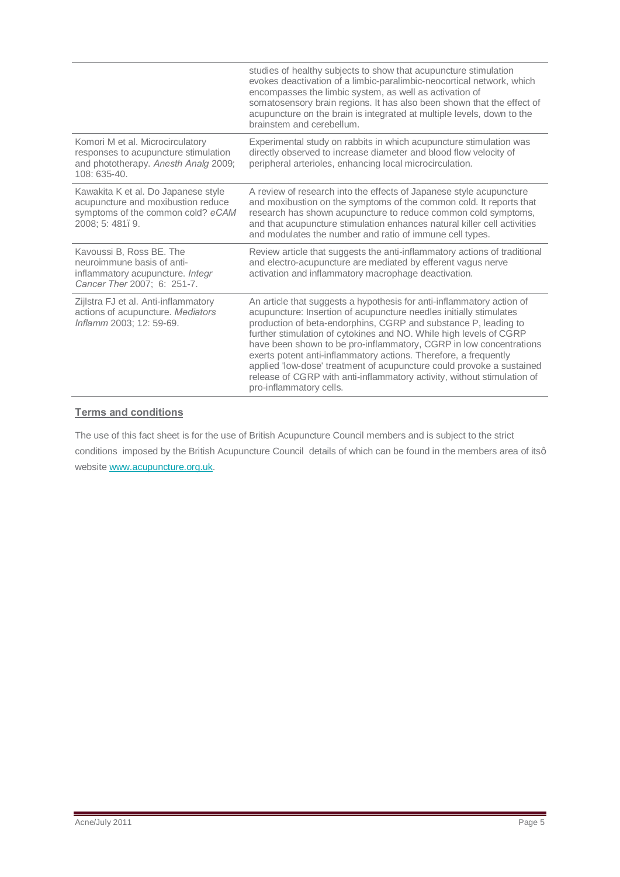| | |
|---|---|
| | studies of healthy subjects to show that acupuncture stimulation evokes deactivation of a limbic-paralimbic-neocortical network, which encompasses the limbic system, as well as activation of somatosensory brain regions. It has also been shown that the effect of acupuncture on the brain is integrated at multiple levels, down to the brainstem and cerebellum. |
| Komori M et al. Microcirculatory responses to acupuncture stimulation and phototherapy. *Anesth Analg* 2009; 108: 635-40. | Experimental study on rabbits in which acupuncture stimulation was directly observed to increase diameter and blood flow velocity of peripheral arterioles, enhancing local microcirculation. |
| Kawakita K et al. Do Japanese style acupuncture and moxibustion reduce symptoms of the common cold? *eCAM* 2008; 5: 481ï 9. | A review of research into the effects of Japanese style acupuncture and moxibustion on the symptoms of the common cold. It reports that research has shown acupuncture to reduce common cold symptoms, and that acupuncture stimulation enhances natural killer cell activities and modulates the number and ratio of immune cell types. |
| Kavoussi B, Ross BE. The neuroimmune basis of anti-inflammatory acupuncture. *Integr Cancer Ther* 2007; 6: 251-7. | Review article that suggests the anti-inflammatory actions of traditional and electro-acupuncture are mediated by efferent vagus nerve activation and inflammatory macrophage deactivation. |
| Zijlstra FJ et al. Anti-inflammatory actions of acupuncture. *Mediators Inflamm* 2003; 12: 59-69. | An article that suggests a hypothesis for anti-inflammatory action of acupuncture: Insertion of acupuncture needles initially stimulates production of beta-endorphins, CGRP and substance P, leading to further stimulation of cytokines and NO. While high levels of CGRP have been shown to be pro-inflammatory, CGRP in low concentrations exerts potent anti-inflammatory actions. Therefore, a frequently applied 'low-dose' treatment of acupuncture could provoke a sustained release of CGRP with anti-inflammatory activity, without stimulation of pro-inflammatory cells. |

## Terms and conditions

The use of this fact sheet is for the use of British Acupuncture Council members and is subject to the strict conditions imposed by the British Acupuncture Council details of which can be found in the members area of itsô website [www.acupuncture.org.uk](http://www.acupuncture.org.uk).